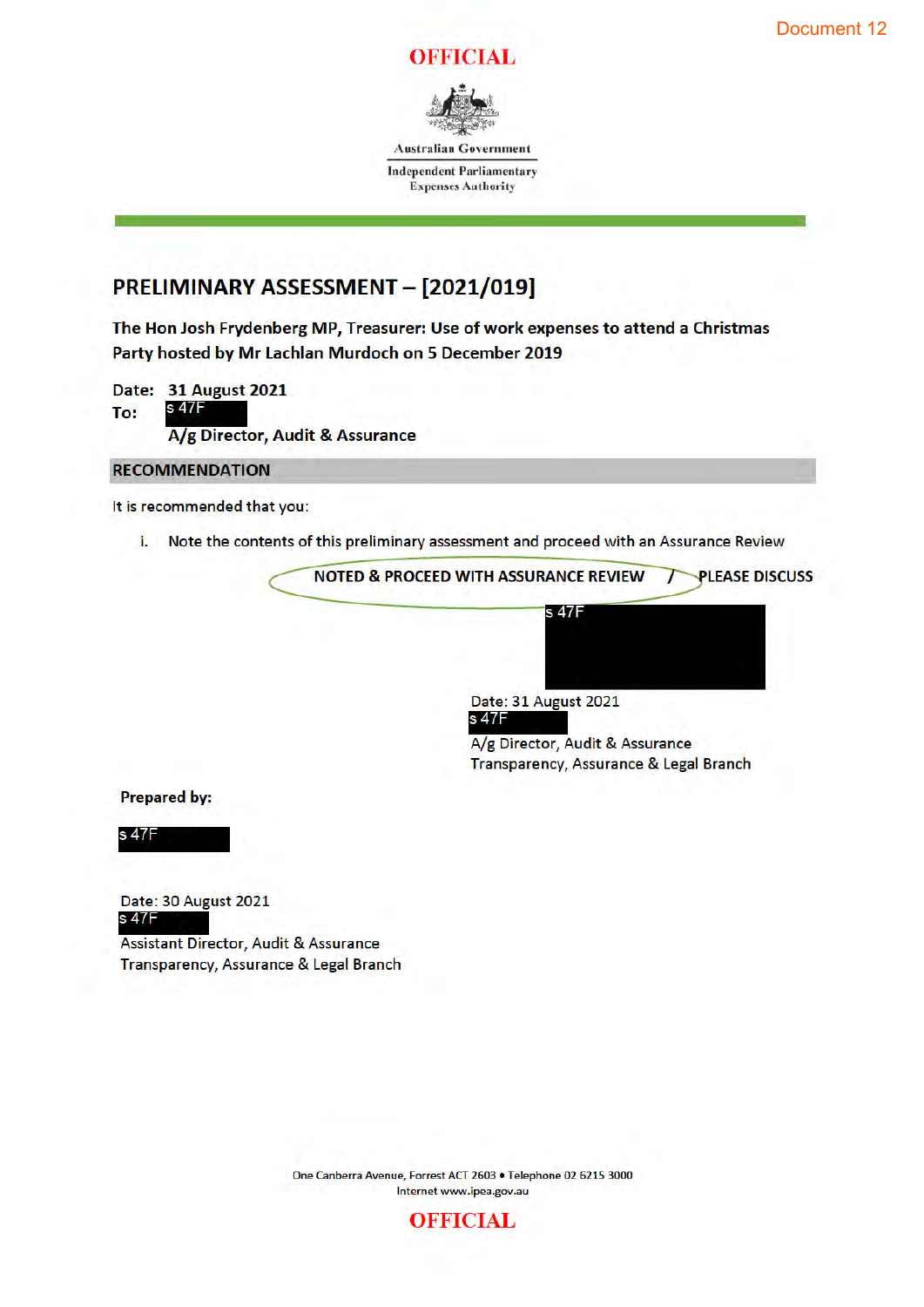Document 12

OFFICIAL

Australian Government

Independent Parliamentary Expenses Authority

# PRELIMINARY ASSESSMENT – [2021/019]

**The Hon Josh Frydenberg MP, Treasurer: Use of work expenses to attend a Christmas Party hosted by Mr Lachlan Murdoch on 5 December 2019**

**Date:** **31 August 2021**

**To:** s 47F

**A/g Director, Audit & Assurance**

## RECOMMENDATION

It is recommended that you:

i. Note the contents of this preliminary assessment and proceed with an Assurance Review

**NOTED & PROCEED WITH ASSURANCE REVIEW** / **PLEASE DISCUSS**

s 47F

Date: 31 August 2021

s 47F

A/g Director, Audit & Assurance

Transparency, Assurance & Legal Branch

**Prepared by:**

s 47F

Date: 30 August 2021

s 47F

Assistant Director, Audit & Assurance

Transparency, Assurance & Legal Branch

One Canberra Avenue, Forrest ACT 2603 • Telephone 02 6215 3000

Internet www.ipea.gov.au

OFFICIAL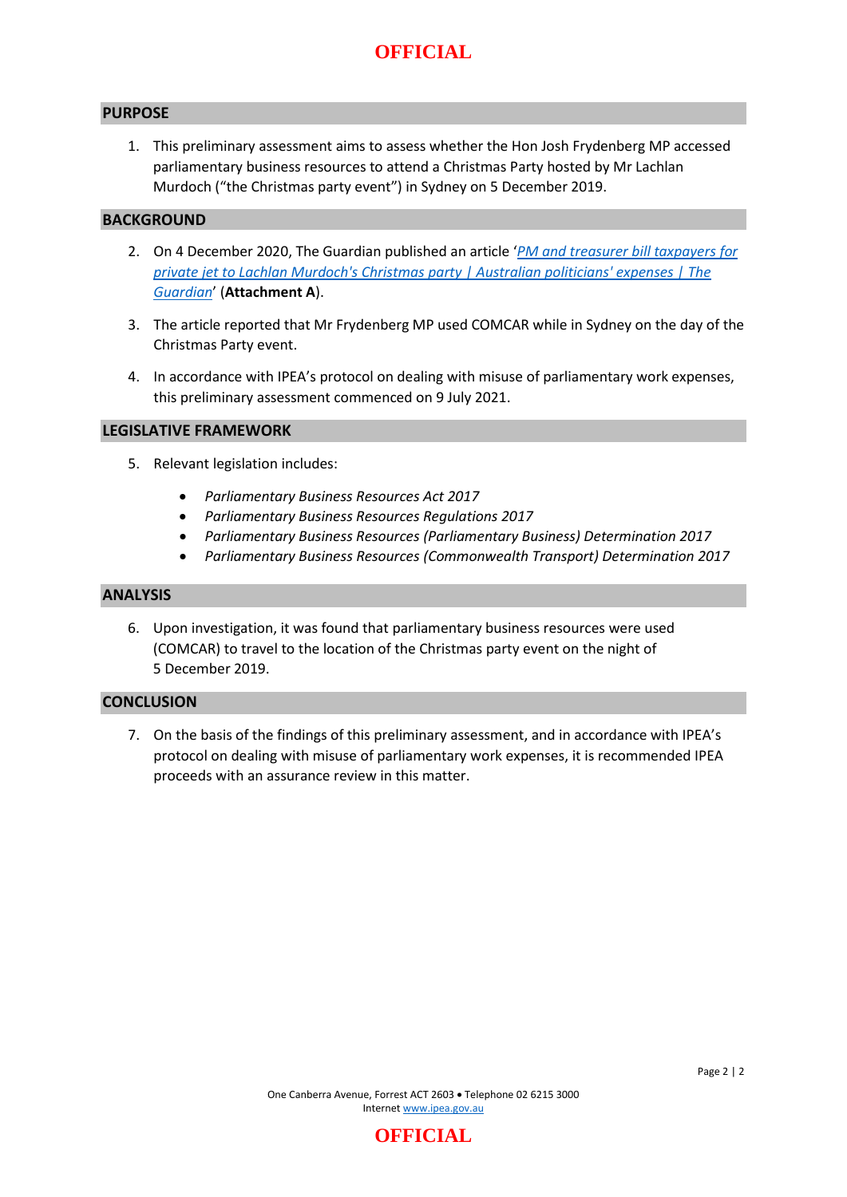OFFICIAL

## PURPOSE

1. This preliminary assessment aims to assess whether the Hon Josh Frydenberg MP accessed parliamentary business resources to attend a Christmas Party hosted by Mr Lachlan Murdoch ("the Christmas party event") in Sydney on 5 December 2019.

## BACKGROUND

2. On 4 December 2020, The Guardian published an article '*PM and treasurer bill taxpayers for private jet to Lachlan Murdoch's Christmas party | Australian politicians' expenses | The Guardian*' (**Attachment A**).

3. The article reported that Mr Frydenberg MP used COMCAR while in Sydney on the day of the Christmas Party event.

4. In accordance with IPEA's protocol on dealing with misuse of parliamentary work expenses, this preliminary assessment commenced on 9 July 2021.

## LEGISLATIVE FRAMEWORK

5. Relevant legislation includes:

   - *Parliamentary Business Resources Act 2017*
   - *Parliamentary Business Resources Regulations 2017*
   - *Parliamentary Business Resources (Parliamentary Business) Determination 2017*
   - *Parliamentary Business Resources (Commonwealth Transport) Determination 2017*

## ANALYSIS

6. Upon investigation, it was found that parliamentary business resources were used (COMCAR) to travel to the location of the Christmas party event on the night of 5 December 2019.

## CONCLUSION

7. On the basis of the findings of this preliminary assessment, and in accordance with IPEA's protocol on dealing with misuse of parliamentary work expenses, it is recommended IPEA proceeds with an assurance review in this matter.

One Canberra Avenue, Forrest ACT 2603 • Telephone 02 6215 3000
Internet www.ipea.gov.au

OFFICIAL